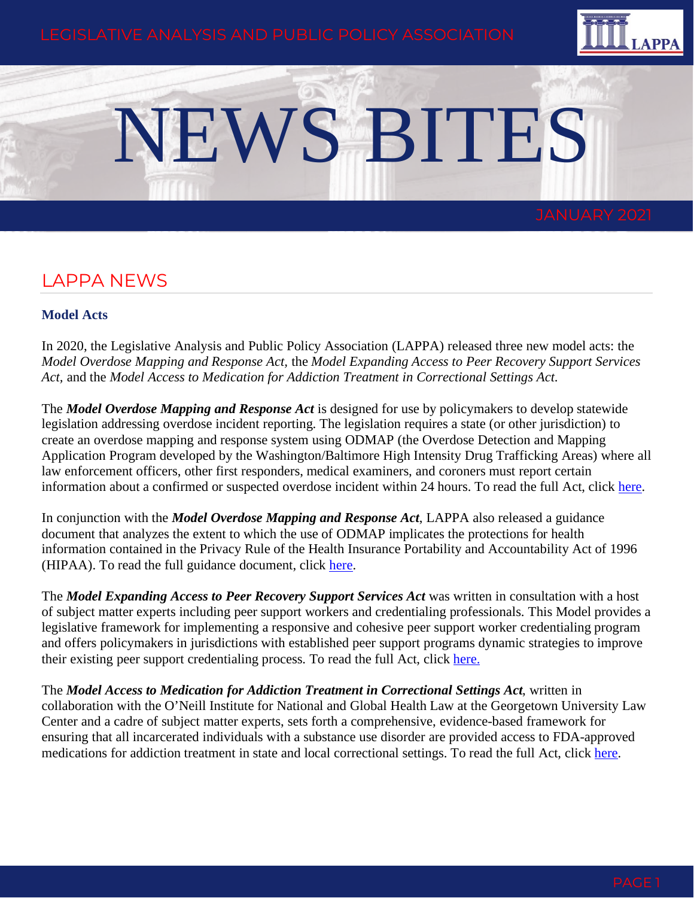LEGISLATIVE ANALYSIS AND PUBLIC POLICY ASSOCIATION

# NEWS BITES

JANUARY 2021

## LAPPA NEWS

### Model Acts

In 2020, the Legislative Analysis and Public Policy Association (LAPPA) released three new model acts: the *Model Overdose Mapping and Response Act,* the *Model Expanding Access to Peer Recovery Support Services Act,* and the *Model Access to Medication for Addiction Treatment in Correctional Settings Act.*

The ***Model Overdose Mapping and Response Act*** is designed for use by policymakers to develop statewide legislation addressing overdose incident reporting. The legislation requires a state (or other jurisdiction) to create an overdose mapping and response system using ODMAP (the Overdose Detection and Mapping Application Program developed by the Washington/Baltimore High Intensity Drug Trafficking Areas) where all law enforcement officers, other first responders, medical examiners, and coroners must report certain information about a confirmed or suspected overdose incident within 24 hours. To read the full Act, click here.

In conjunction with the ***Model Overdose Mapping and Response Act***, LAPPA also released a guidance document that analyzes the extent to which the use of ODMAP implicates the protections for health information contained in the Privacy Rule of the Health Insurance Portability and Accountability Act of 1996 (HIPAA). To read the full guidance document, click here.

The ***Model Expanding Access to Peer Recovery Support Services Act*** was written in consultation with a host of subject matter experts including peer support workers and credentialing professionals. This Model provides a legislative framework for implementing a responsive and cohesive peer support worker credentialing program and offers policymakers in jurisdictions with established peer support programs dynamic strategies to improve their existing peer support credentialing process. To read the full Act, click here.

The ***Model Access to Medication for Addiction Treatment in Correctional Settings Act***, written in collaboration with the O'Neill Institute for National and Global Health Law at the Georgetown University Law Center and a cadre of subject matter experts, sets forth a comprehensive, evidence-based framework for ensuring that all incarcerated individuals with a substance use disorder are provided access to FDA-approved medications for addiction treatment in state and local correctional settings. To read the full Act, click here.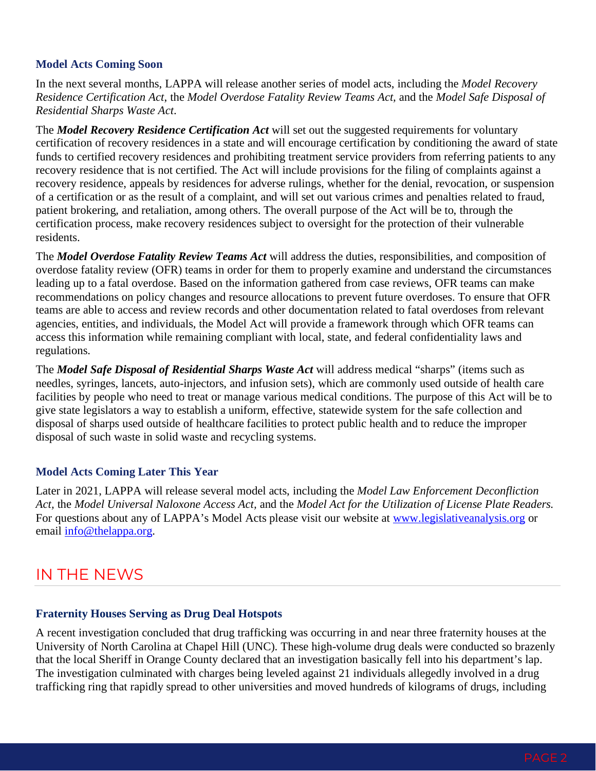### Model Acts Coming Soon

In the next several months, LAPPA will release another series of model acts, including the *Model Recovery Residence Certification Act*, the *Model Overdose Fatality Review Teams Act*, and the *Model Safe Disposal of Residential Sharps Waste Act*.

The ***Model Recovery Residence Certification Act*** will set out the suggested requirements for voluntary certification of recovery residences in a state and will encourage certification by conditioning the award of state funds to certified recovery residences and prohibiting treatment service providers from referring patients to any recovery residence that is not certified. The Act will include provisions for the filing of complaints against a recovery residence, appeals by residences for adverse rulings, whether for the denial, revocation, or suspension of a certification or as the result of a complaint, and will set out various crimes and penalties related to fraud, patient brokering, and retaliation, among others. The overall purpose of the Act will be to, through the certification process, make recovery residences subject to oversight for the protection of their vulnerable residents.

The ***Model Overdose Fatality Review Teams Act*** will address the duties, responsibilities, and composition of overdose fatality review (OFR) teams in order for them to properly examine and understand the circumstances leading up to a fatal overdose. Based on the information gathered from case reviews, OFR teams can make recommendations on policy changes and resource allocations to prevent future overdoses. To ensure that OFR teams are able to access and review records and other documentation related to fatal overdoses from relevant agencies, entities, and individuals, the Model Act will provide a framework through which OFR teams can access this information while remaining compliant with local, state, and federal confidentiality laws and regulations.

The ***Model Safe Disposal of Residential Sharps Waste Act*** will address medical "sharps" (items such as needles, syringes, lancets, auto-injectors, and infusion sets), which are commonly used outside of health care facilities by people who need to treat or manage various medical conditions. The purpose of this Act will be to give state legislators a way to establish a uniform, effective, statewide system for the safe collection and disposal of sharps used outside of healthcare facilities to protect public health and to reduce the improper disposal of such waste in solid waste and recycling systems.

### Model Acts Coming Later This Year

Later in 2021, LAPPA will release several model acts, including the *Model Law Enforcement Deconfliction Act,* the *Model Universal Naloxone Access Act,* and the *Model Act for the Utilization of License Plate Readers.* For questions about any of LAPPA's Model Acts please visit our website at [www.legislativeanalysis.org](www.legislativeanalysis.org) or email [info@thelappa.org](mailto:info@thelappa.org).

## IN THE NEWS

### Fraternity Houses Serving as Drug Deal Hotspots

A recent investigation concluded that drug trafficking was occurring in and near three fraternity houses at the University of North Carolina at Chapel Hill (UNC). These high-volume drug deals were conducted so brazenly that the local Sheriff in Orange County declared that an investigation basically fell into his department's lap. The investigation culminated with charges being leveled against 21 individuals allegedly involved in a drug trafficking ring that rapidly spread to other universities and moved hundreds of kilograms of drugs, including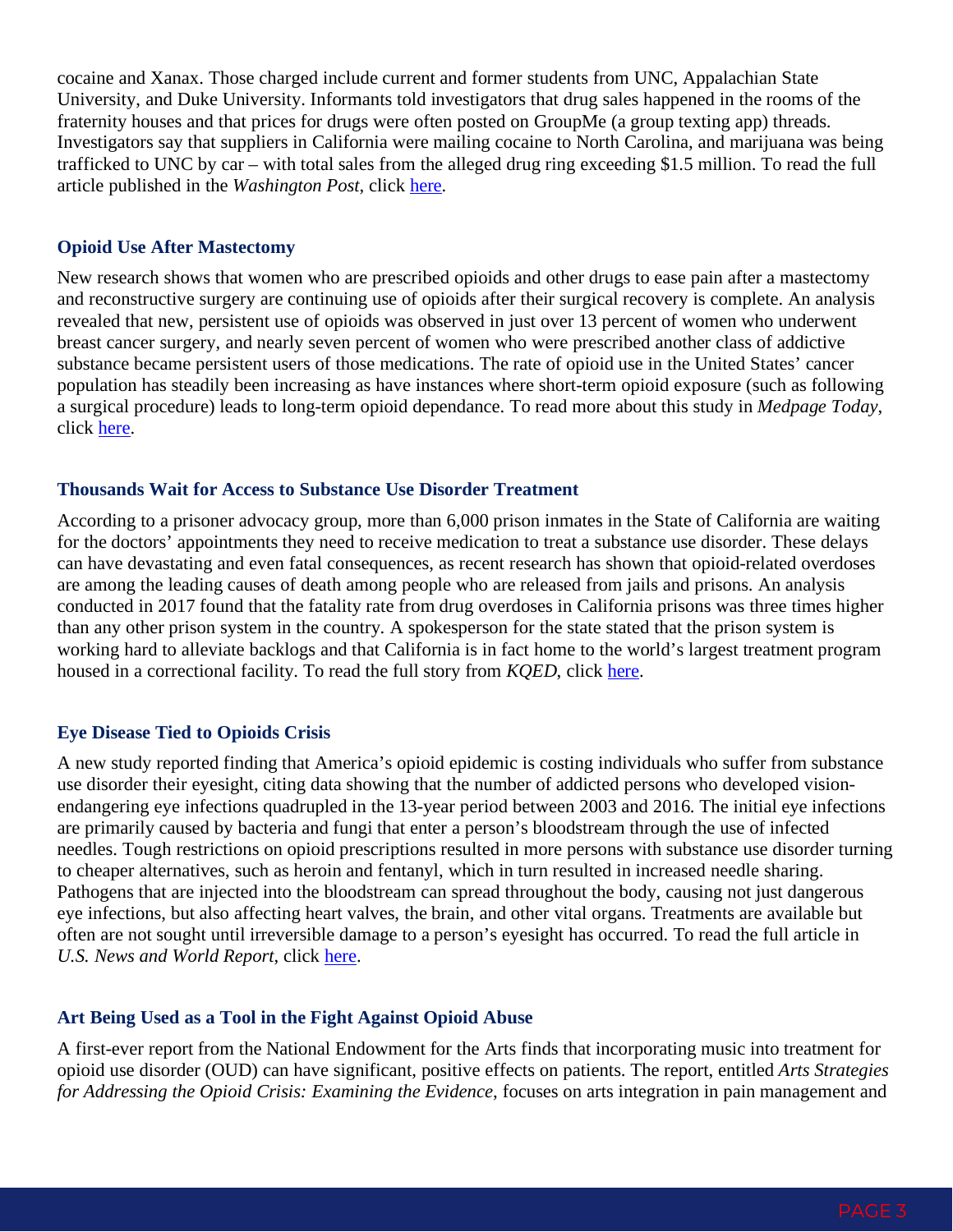cocaine and Xanax. Those charged include current and former students from UNC, Appalachian State University, and Duke University. Informants told investigators that drug sales happened in the rooms of the fraternity houses and that prices for drugs were often posted on GroupMe (a group texting app) threads. Investigators say that suppliers in California were mailing cocaine to North Carolina, and marijuana was being trafficked to UNC by car – with total sales from the alleged drug ring exceeding $1.5 million. To read the full article published in the *Washington Post*, click here.

### Opioid Use After Mastectomy

New research shows that women who are prescribed opioids and other drugs to ease pain after a mastectomy and reconstructive surgery are continuing use of opioids after their surgical recovery is complete. An analysis revealed that new, persistent use of opioids was observed in just over 13 percent of women who underwent breast cancer surgery, and nearly seven percent of women who were prescribed another class of addictive substance became persistent users of those medications. The rate of opioid use in the United States' cancer population has steadily been increasing as have instances where short-term opioid exposure (such as following a surgical procedure) leads to long-term opioid dependance. To read more about this study in *Medpage Today*, click here.

### Thousands Wait for Access to Substance Use Disorder Treatment

According to a prisoner advocacy group, more than 6,000 prison inmates in the State of California are waiting for the doctors' appointments they need to receive medication to treat a substance use disorder. These delays can have devastating and even fatal consequences, as recent research has shown that opioid-related overdoses are among the leading causes of death among people who are released from jails and prisons. An analysis conducted in 2017 found that the fatality rate from drug overdoses in California prisons was three times higher than any other prison system in the country. A spokesperson for the state stated that the prison system is working hard to alleviate backlogs and that California is in fact home to the world's largest treatment program housed in a correctional facility. To read the full story from *KQED*, click here.

### Eye Disease Tied to Opioids Crisis

A new study reported finding that America's opioid epidemic is costing individuals who suffer from substance use disorder their eyesight, citing data showing that the number of addicted persons who developed vision-endangering eye infections quadrupled in the 13-year period between 2003 and 2016. The initial eye infections are primarily caused by bacteria and fungi that enter a person's bloodstream through the use of infected needles. Tough restrictions on opioid prescriptions resulted in more persons with substance use disorder turning to cheaper alternatives, such as heroin and fentanyl, which in turn resulted in increased needle sharing. Pathogens that are injected into the bloodstream can spread throughout the body, causing not just dangerous eye infections, but also affecting heart valves, the brain, and other vital organs. Treatments are available but often are not sought until irreversible damage to a person's eyesight has occurred. To read the full article in *U.S. News and World Report*, click here.

### Art Being Used as a Tool in the Fight Against Opioid Abuse

A first-ever report from the National Endowment for the Arts finds that incorporating music into treatment for opioid use disorder (OUD) can have significant, positive effects on patients. The report, entitled *Arts Strategies for Addressing the Opioid Crisis: Examining the Evidence*, focuses on arts integration in pain management and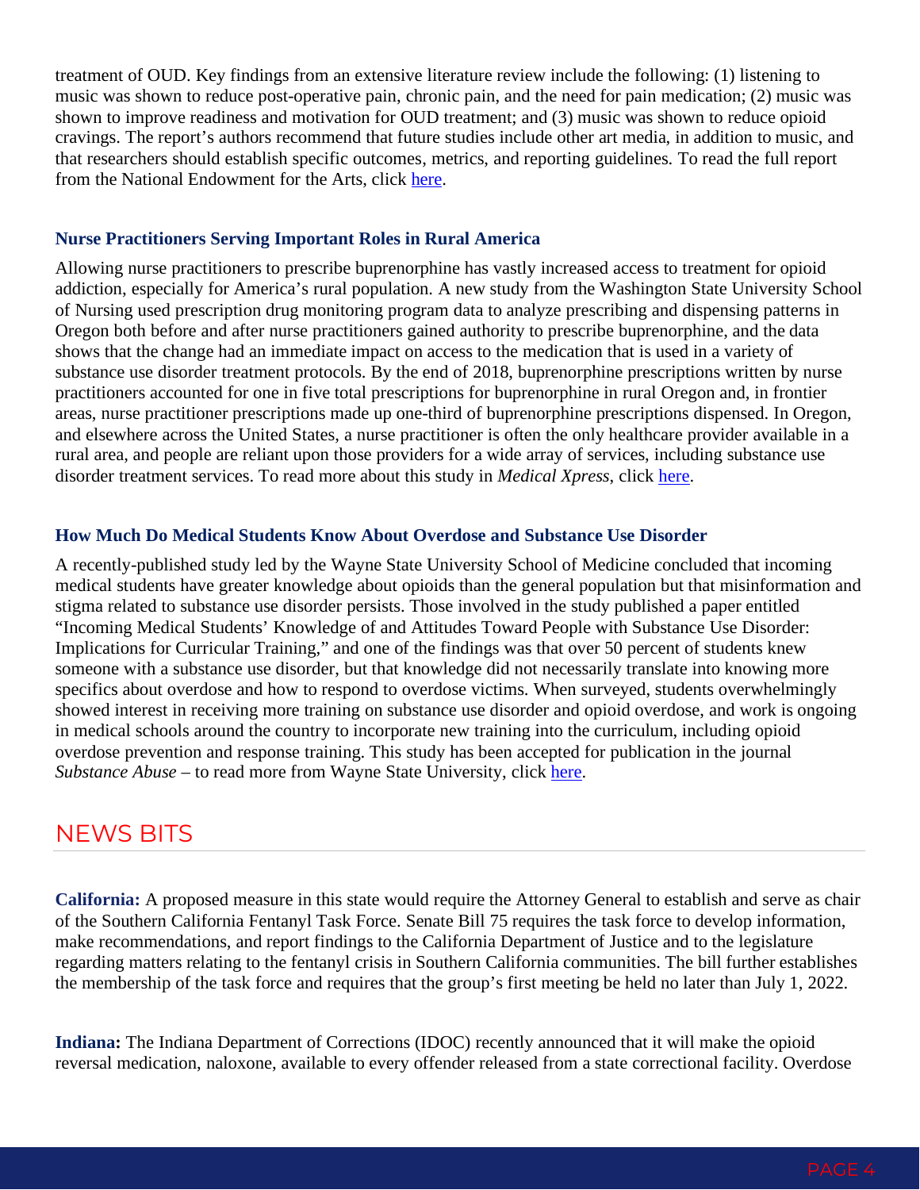treatment of OUD. Key findings from an extensive literature review include the following: (1) listening to music was shown to reduce post-operative pain, chronic pain, and the need for pain medication; (2) music was shown to improve readiness and motivation for OUD treatment; and (3) music was shown to reduce opioid cravings. The report's authors recommend that future studies include other art media, in addition to music, and that researchers should establish specific outcomes, metrics, and reporting guidelines. To read the full report from the National Endowment for the Arts, click here.

### Nurse Practitioners Serving Important Roles in Rural America

Allowing nurse practitioners to prescribe buprenorphine has vastly increased access to treatment for opioid addiction, especially for America's rural population. A new study from the Washington State University School of Nursing used prescription drug monitoring program data to analyze prescribing and dispensing patterns in Oregon both before and after nurse practitioners gained authority to prescribe buprenorphine, and the data shows that the change had an immediate impact on access to the medication that is used in a variety of substance use disorder treatment protocols. By the end of 2018, buprenorphine prescriptions written by nurse practitioners accounted for one in five total prescriptions for buprenorphine in rural Oregon and, in frontier areas, nurse practitioner prescriptions made up one-third of buprenorphine prescriptions dispensed. In Oregon, and elsewhere across the United States, a nurse practitioner is often the only healthcare provider available in a rural area, and people are reliant upon those providers for a wide array of services, including substance use disorder treatment services. To read more about this study in *Medical Xpress*, click here.

### How Much Do Medical Students Know About Overdose and Substance Use Disorder

A recently-published study led by the Wayne State University School of Medicine concluded that incoming medical students have greater knowledge about opioids than the general population but that misinformation and stigma related to substance use disorder persists. Those involved in the study published a paper entitled "Incoming Medical Students' Knowledge of and Attitudes Toward People with Substance Use Disorder: Implications for Curricular Training," and one of the findings was that over 50 percent of students knew someone with a substance use disorder, but that knowledge did not necessarily translate into knowing more specifics about overdose and how to respond to overdose victims. When surveyed, students overwhelmingly showed interest in receiving more training on substance use disorder and opioid overdose, and work is ongoing in medical schools around the country to incorporate new training into the curriculum, including opioid overdose prevention and response training. This study has been accepted for publication in the journal *Substance Abuse* – to read more from Wayne State University, click here.

## NEWS BITS

**California:** A proposed measure in this state would require the Attorney General to establish and serve as chair of the Southern California Fentanyl Task Force. Senate Bill 75 requires the task force to develop information, make recommendations, and report findings to the California Department of Justice and to the legislature regarding matters relating to the fentanyl crisis in Southern California communities. The bill further establishes the membership of the task force and requires that the group's first meeting be held no later than July 1, 2022.

**Indiana:** The Indiana Department of Corrections (IDOC) recently announced that it will make the opioid reversal medication, naloxone, available to every offender released from a state correctional facility. Overdose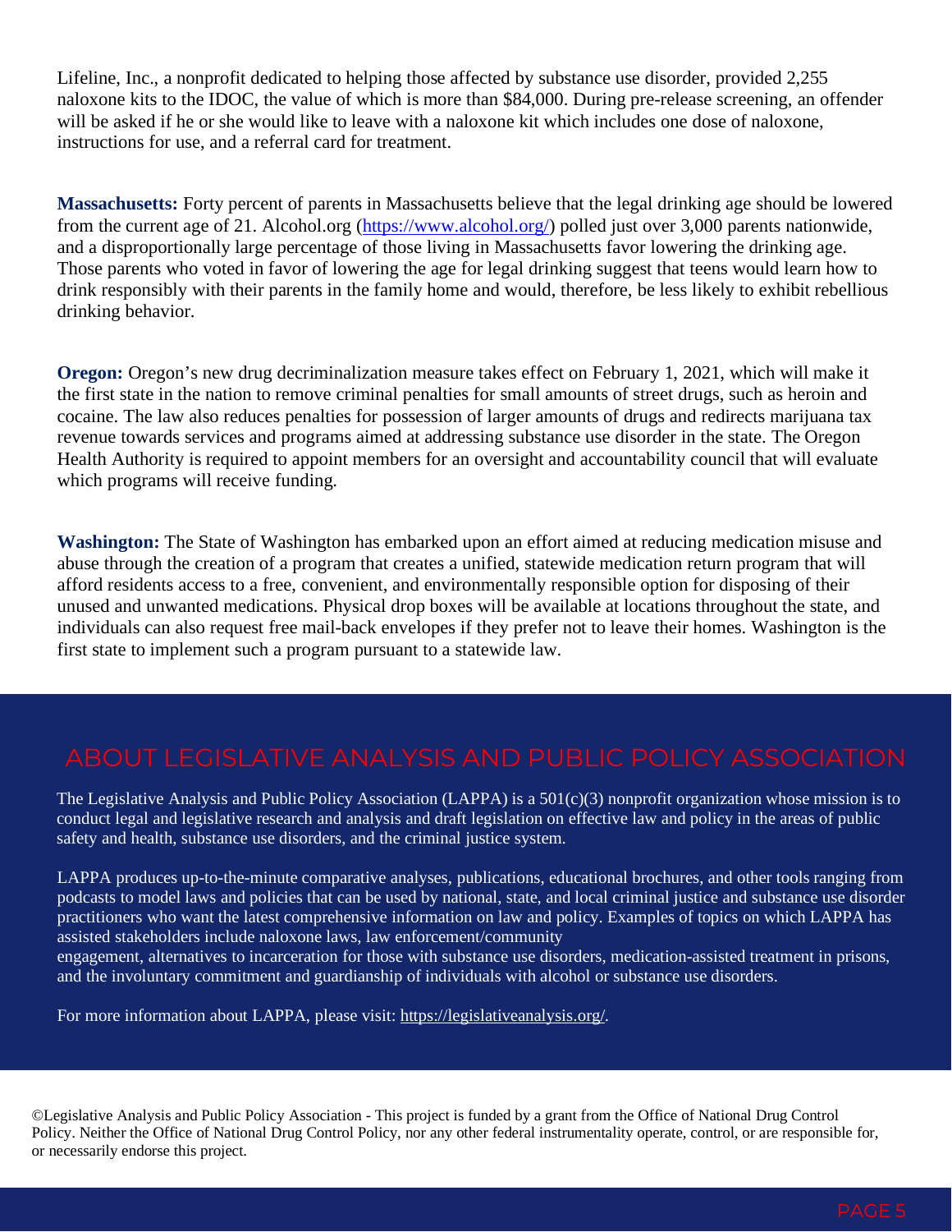Lifeline, Inc., a nonprofit dedicated to helping those affected by substance use disorder, provided 2,255 naloxone kits to the IDOC, the value of which is more than $84,000. During pre-release screening, an offender will be asked if he or she would like to leave with a naloxone kit which includes one dose of naloxone, instructions for use, and a referral card for treatment.

**Massachusetts:** Forty percent of parents in Massachusetts believe that the legal drinking age should be lowered from the current age of 21. Alcohol.org (https://www.alcohol.org/) polled just over 3,000 parents nationwide, and a disproportionally large percentage of those living in Massachusetts favor lowering the drinking age. Those parents who voted in favor of lowering the age for legal drinking suggest that teens would learn how to drink responsibly with their parents in the family home and would, therefore, be less likely to exhibit rebellious drinking behavior.

**Oregon:** Oregon's new drug decriminalization measure takes effect on February 1, 2021, which will make it the first state in the nation to remove criminal penalties for small amounts of street drugs, such as heroin and cocaine. The law also reduces penalties for possession of larger amounts of drugs and redirects marijuana tax revenue towards services and programs aimed at addressing substance use disorder in the state. The Oregon Health Authority is required to appoint members for an oversight and accountability council that will evaluate which programs will receive funding.

**Washington:** The State of Washington has embarked upon an effort aimed at reducing medication misuse and abuse through the creation of a program that creates a unified, statewide medication return program that will afford residents access to a free, convenient, and environmentally responsible option for disposing of their unused and unwanted medications. Physical drop boxes will be available at locations throughout the state, and individuals can also request free mail-back envelopes if they prefer not to leave their homes. Washington is the first state to implement such a program pursuant to a statewide law.

## ABOUT LEGISLATIVE ANALYSIS AND PUBLIC POLICY ASSOCIATION

The Legislative Analysis and Public Policy Association (LAPPA) is a 501(c)(3) nonprofit organization whose mission is to conduct legal and legislative research and analysis and draft legislation on effective law and policy in the areas of public safety and health, substance use disorders, and the criminal justice system.

LAPPA produces up-to-the-minute comparative analyses, publications, educational brochures, and other tools ranging from podcasts to model laws and policies that can be used by national, state, and local criminal justice and substance use disorder practitioners who want the latest comprehensive information on law and policy. Examples of topics on which LAPPA has assisted stakeholders include naloxone laws, law enforcement/community engagement, alternatives to incarceration for those with substance use disorders, medication-assisted treatment in prisons, and the involuntary commitment and guardianship of individuals with alcohol or substance use disorders.

For more information about LAPPA, please visit: https://legislativeanalysis.org/.

©Legislative Analysis and Public Policy Association - This project is funded by a grant from the Office of National Drug Control Policy. Neither the Office of National Drug Control Policy, nor any other federal instrumentality operate, control, or are responsible for, or necessarily endorse this project.